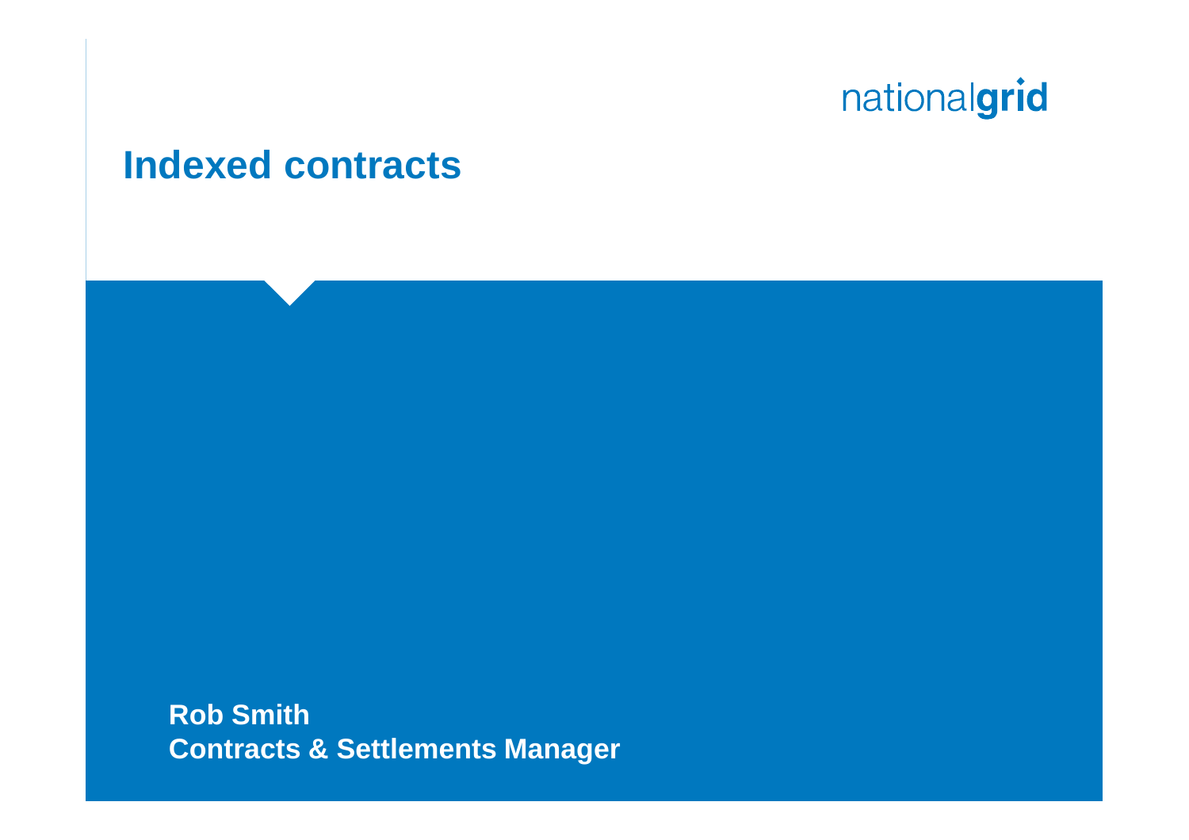nationalgrid

# Indexed contracts

**Rob Smith**
**Contracts & Settlements Manager**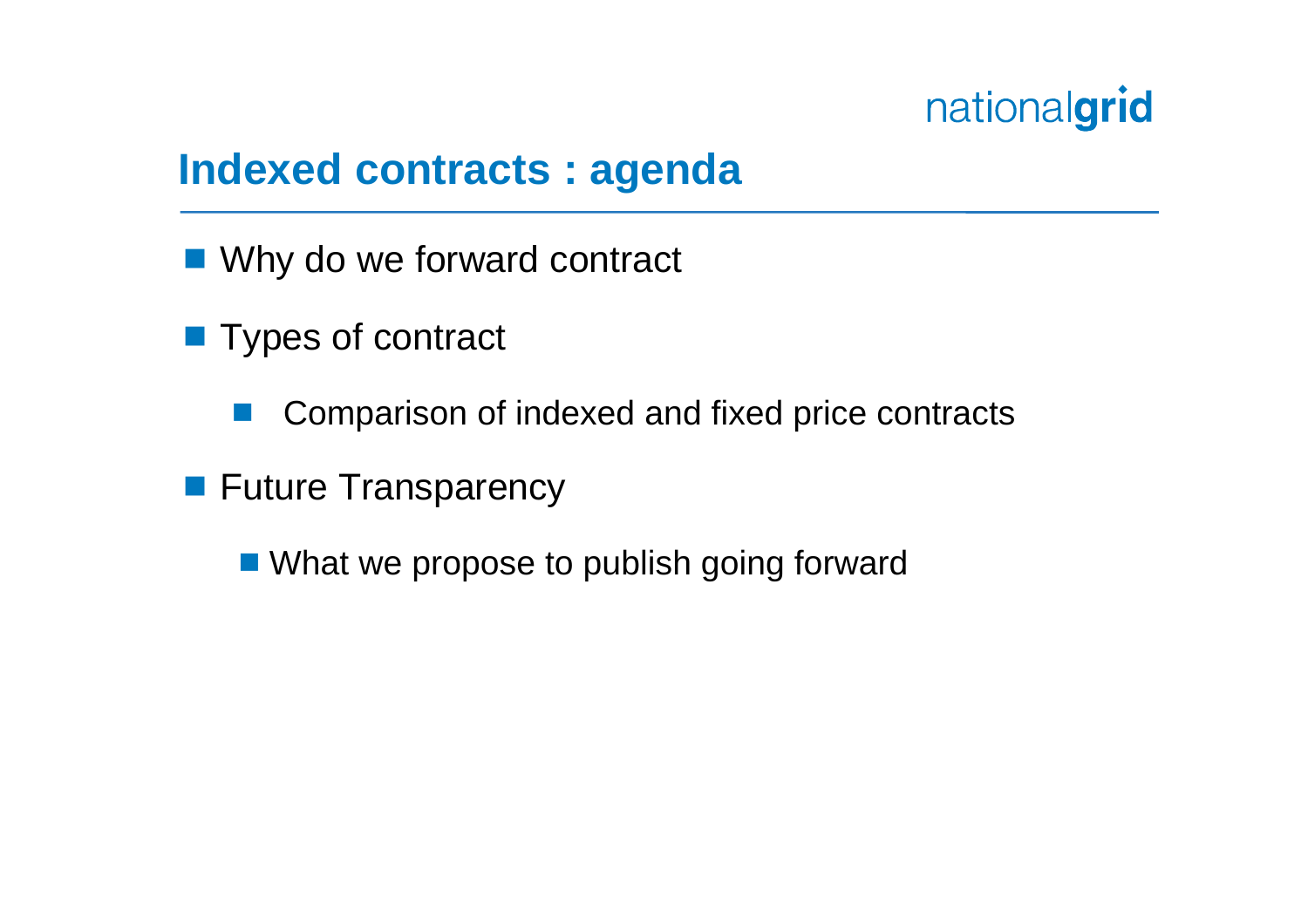# Indexed contracts : agenda

- Why do we forward contract
- Types of contract
  - Comparison of indexed and fixed price contracts
- Future Transparency
  - What we propose to publish going forward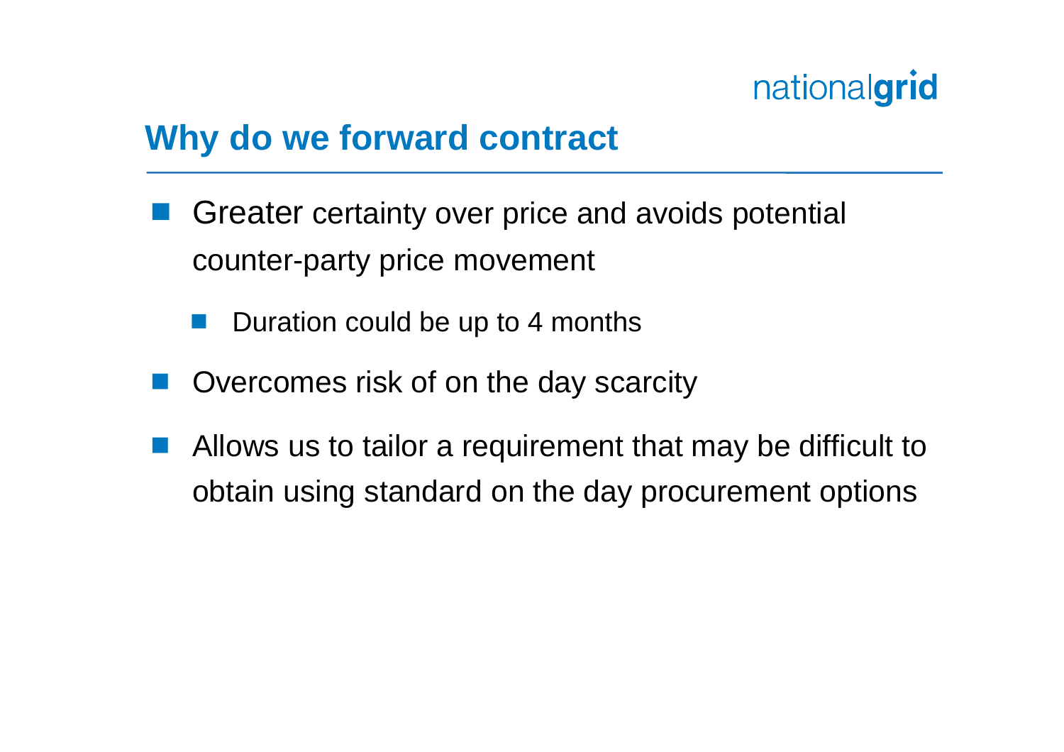## Why do we forward contract

- Greater certainty over price and avoids potential counter-party price movement
  - Duration could be up to 4 months
- Overcomes risk of on the day scarcity
- Allows us to tailor a requirement that may be difficult to obtain using standard on the day procurement options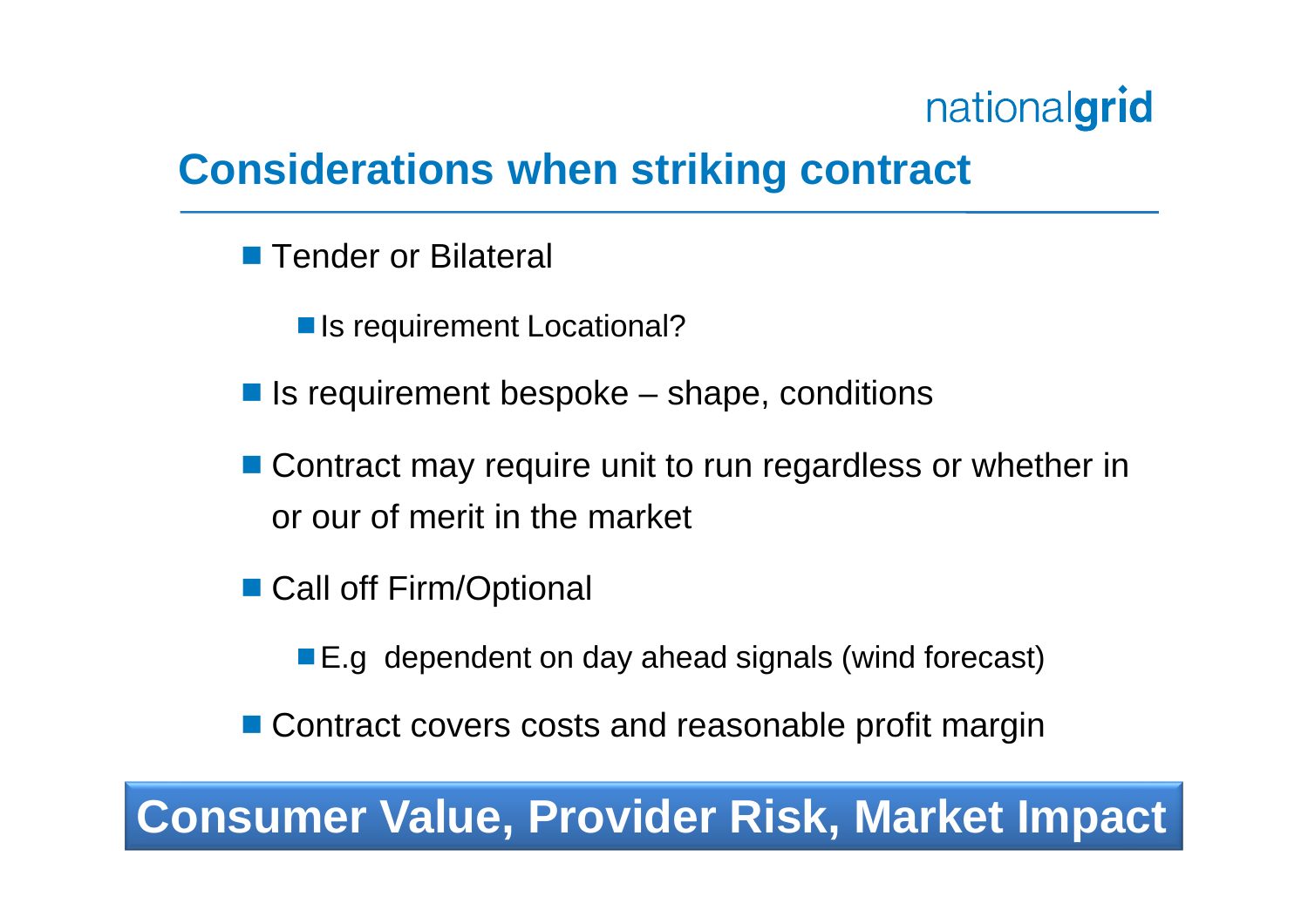## Considerations when striking contract

- Tender or Bilateral
  - Is requirement Locational?
- Is requirement bespoke – shape, conditions
- Contract may require unit to run regardless or whether in or our of merit in the market
- Call off Firm/Optional
  - E.g  dependent on day ahead signals (wind forecast)
- Contract covers costs and reasonable profit margin

**Consumer Value, Provider Risk, Market Impact**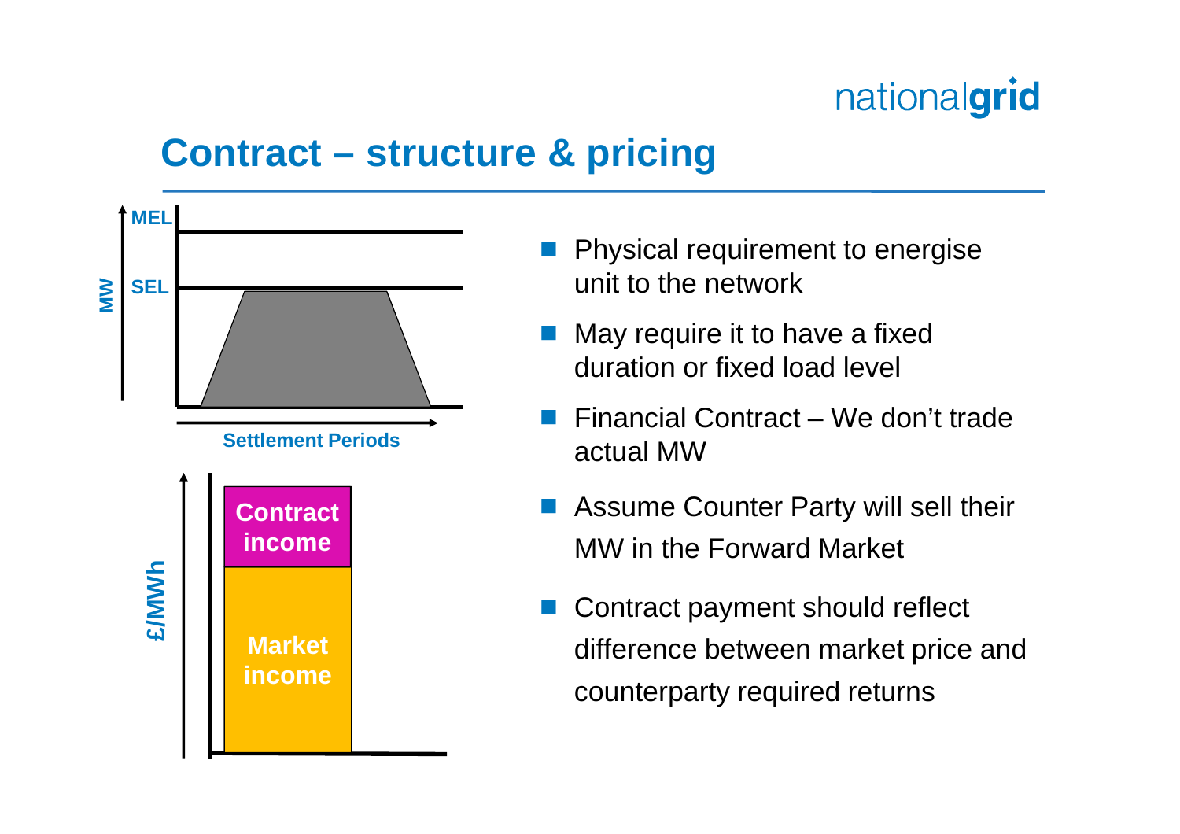# Contract – structure & pricing

- Physical requirement to energise unit to the network
- May require it to have a fixed duration or fixed load level
- Financial Contract – We don't trade actual MW
- Assume Counter Party will sell their MW in the Forward Market
- Contract payment should reflect difference between market price and counterparty required returns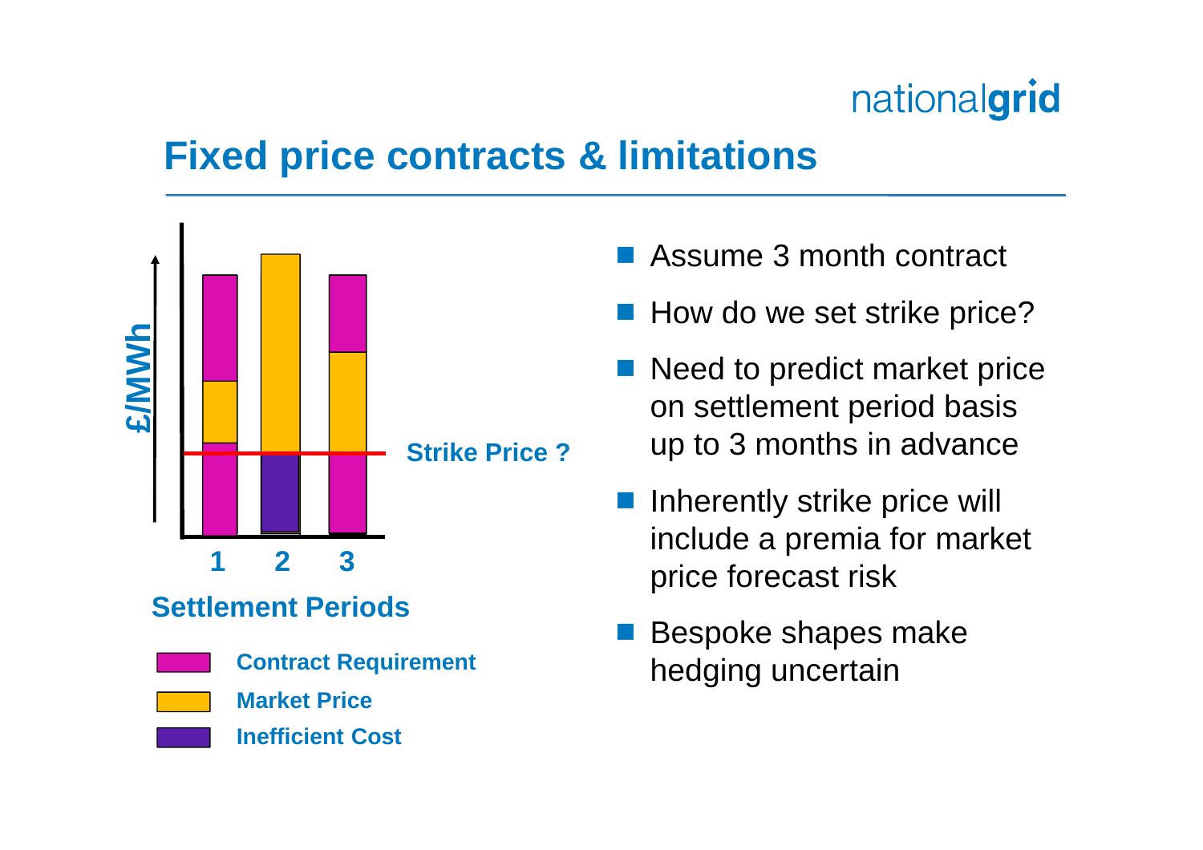# Fixed price contracts & limitations

£/MWh

Strike Price ?

1 2 3

Settlement Periods

- Contract Requirement
- Market Price
- Inefficient Cost

- Assume 3 month contract
- How do we set strike price?
- Need to predict market price on settlement period basis up to 3 months in advance
- Inherently strike price will include a premia for market price forecast risk
- Bespoke shapes make hedging uncertain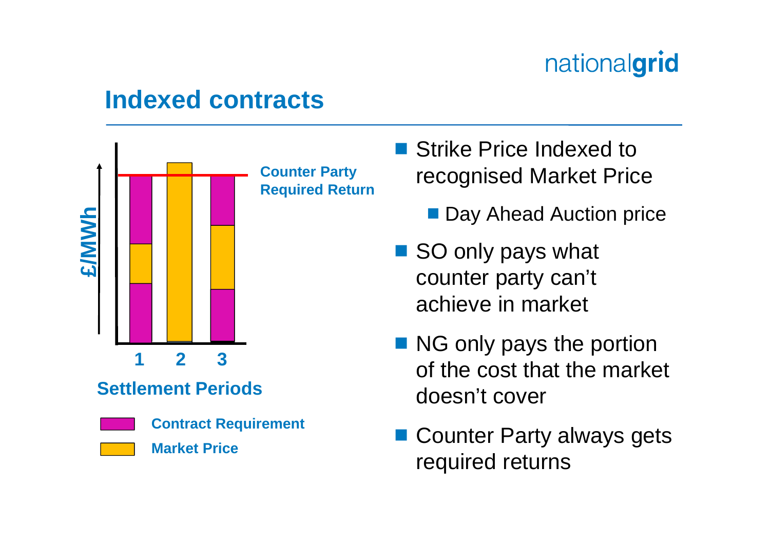# Indexed contracts

- Strike Price Indexed to recognised Market Price
  - Day Ahead Auction price
- SO only pays what counter party can't achieve in market
- NG only pays the portion of the cost that the market doesn't cover
- Counter Party always gets required returns

Counter Party Required Return

£/MWh

1 2 3

Settlement Periods

Contract Requirement

Market Price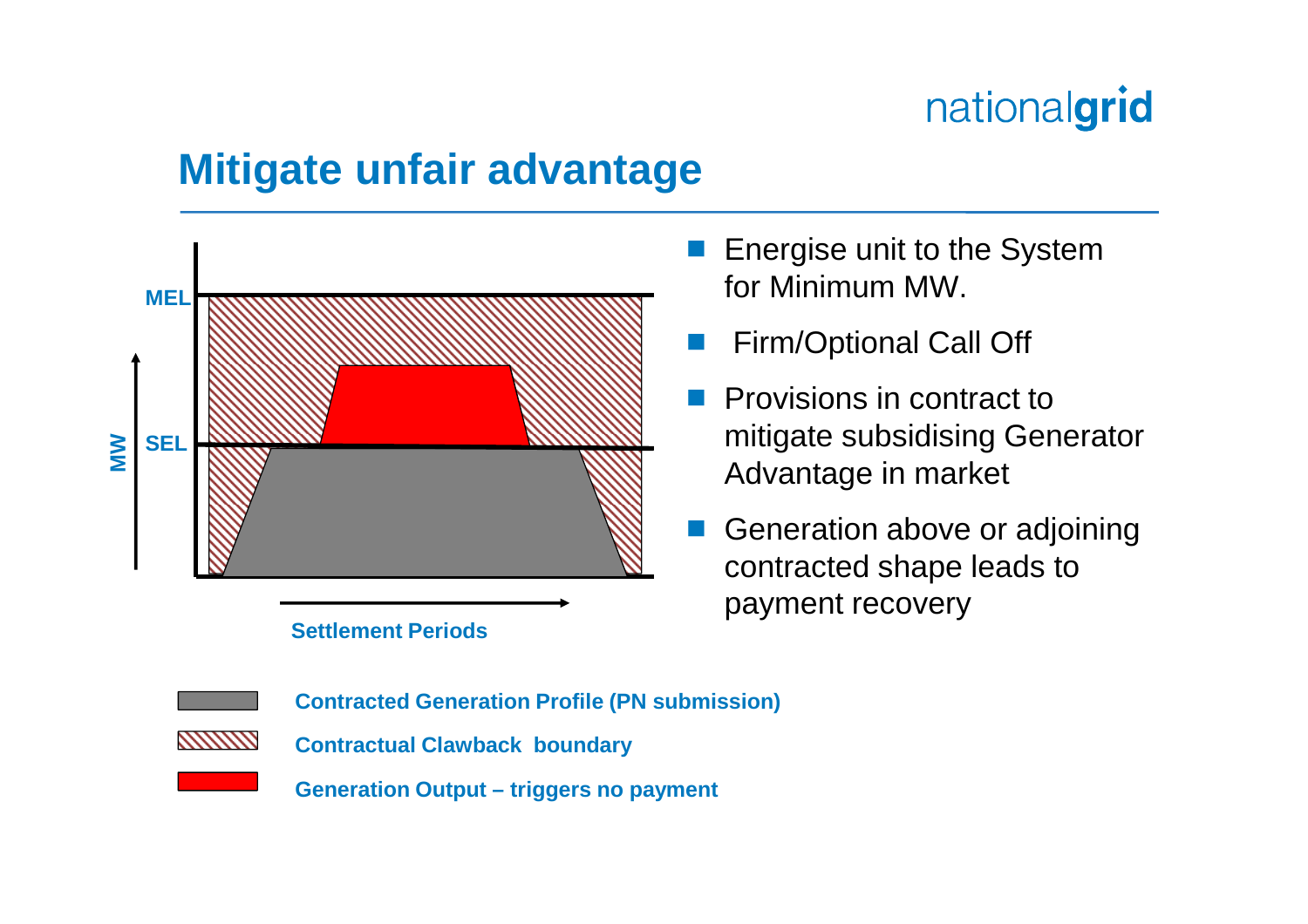# Mitigate unfair advantage

MEL

SEL

MW

Settlement Periods

- Energise unit to the System for Minimum MW.
- Firm/Optional Call Off
- Provisions in contract to mitigate subsidising Generator Advantage in market
- Generation above or adjoining contracted shape leads to payment recovery

Contracted Generation Profile (PN submission)

Contractual Clawback boundary

Generation Output – triggers no payment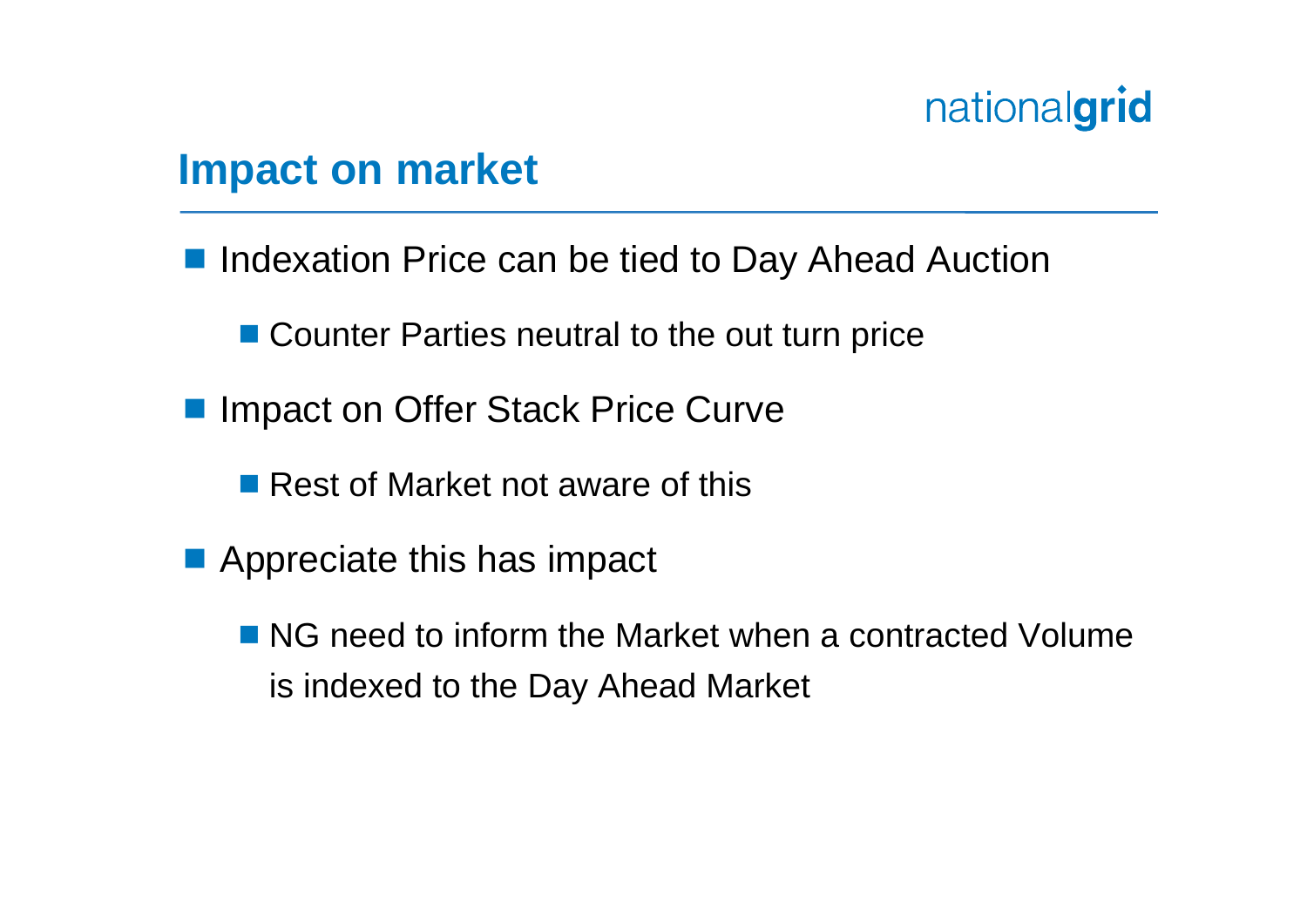## Impact on market

- Indexation Price can be tied to Day Ahead Auction
  - Counter Parties neutral to the out turn price
- Impact on Offer Stack Price Curve
  - Rest of Market not aware of this
- Appreciate this has impact
  - NG need to inform the Market when a contracted Volume is indexed to the Day Ahead Market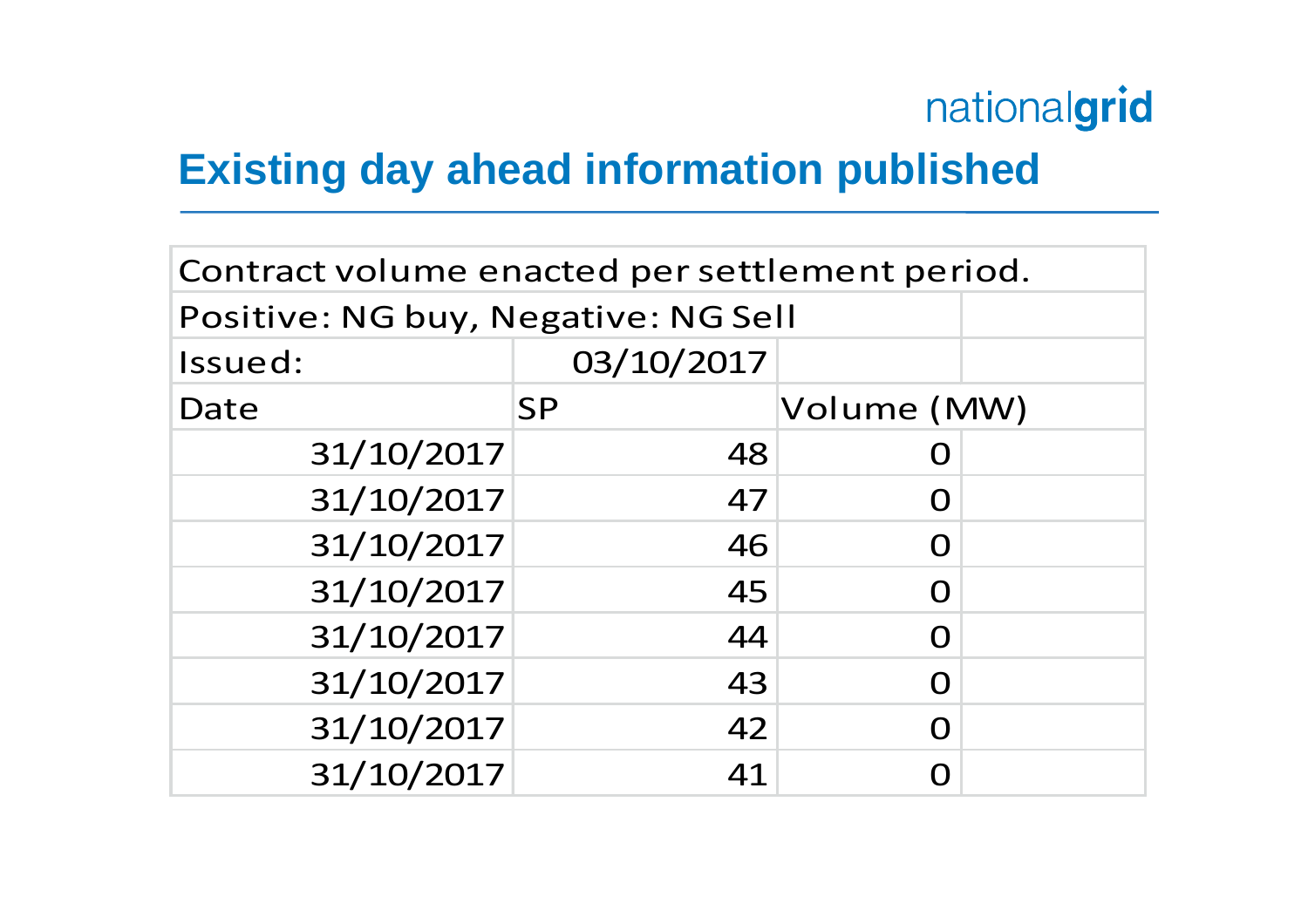# Existing day ahead information published

| Contract volume enacted per settlement period. | | | |
|---|---|---|---|
| Positive: NG buy, Negative: NG Sell | | | |
| Issued: | 03/10/2017 | | |
| Date | SP | Volume (MW) | |
| 31/10/2017 | 48 | 0 | |
| 31/10/2017 | 47 | 0 | |
| 31/10/2017 | 46 | 0 | |
| 31/10/2017 | 45 | 0 | |
| 31/10/2017 | 44 | 0 | |
| 31/10/2017 | 43 | 0 | |
| 31/10/2017 | 42 | 0 | |
| 31/10/2017 | 41 | 0 | |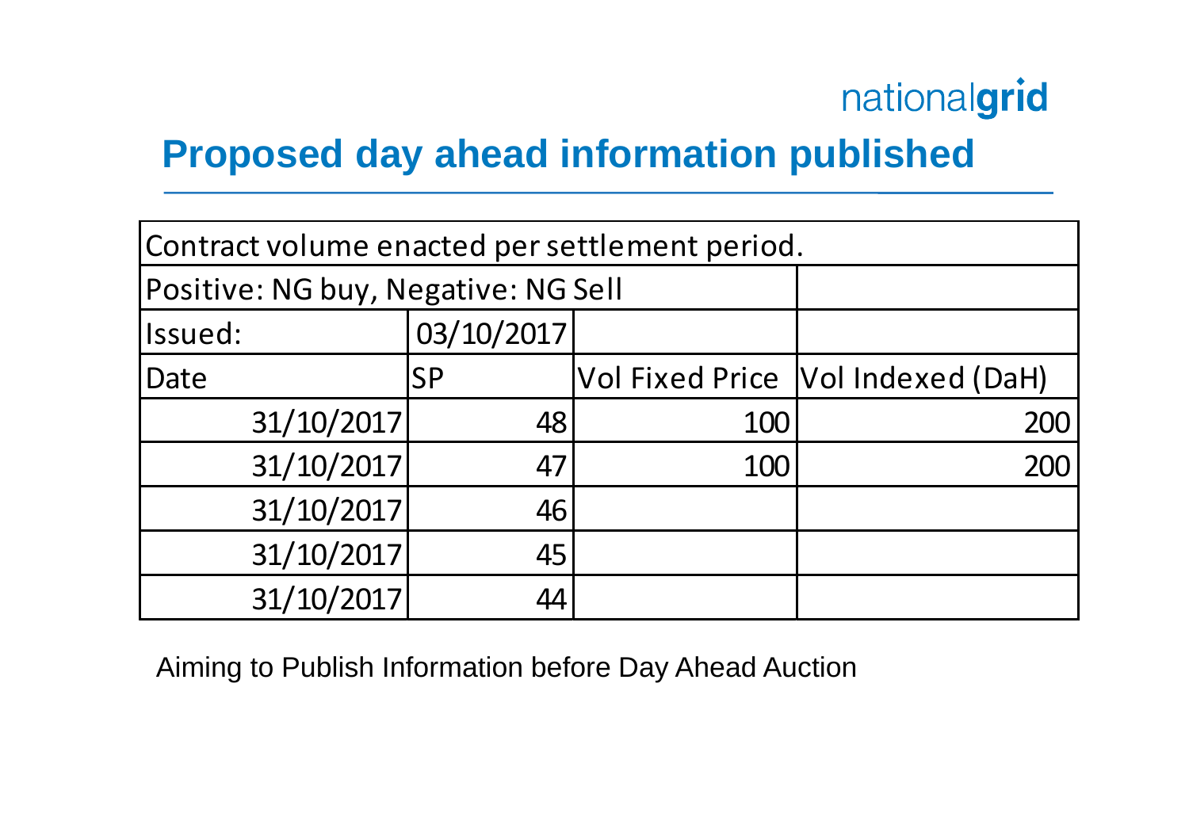# Proposed day ahead information published

| Contract volume enacted per settlement period. | | | |
|---|---|---|---|
| Positive: NG buy, Negative: NG Sell | | | |
| Issued: | 03/10/2017 | | |
| Date | SP | Vol Fixed Price | Vol Indexed (DaH) |
| 31/10/2017 | 48 | 100 | 200 |
| 31/10/2017 | 47 | 100 | 200 |
| 31/10/2017 | 46 | | |
| 31/10/2017 | 45 | | |
| 31/10/2017 | 44 | | |

Aiming to Publish Information before Day Ahead Auction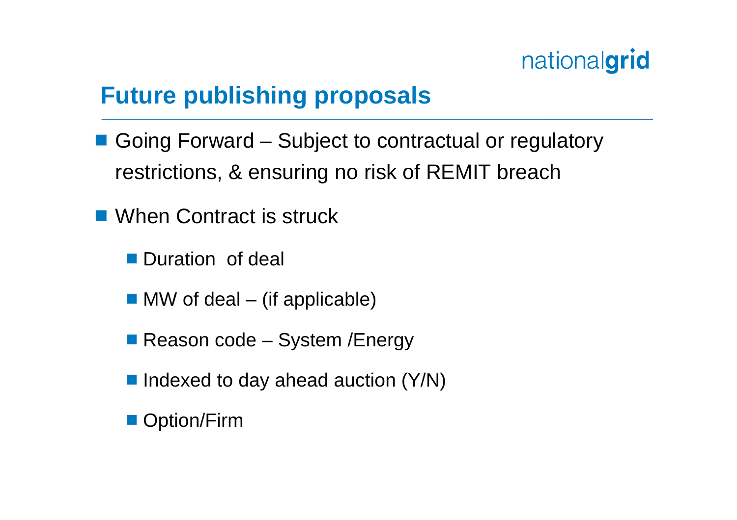# Future publishing proposals

- Going Forward – Subject to contractual or regulatory restrictions, & ensuring no risk of REMIT breach
- When Contract is struck
  - Duration of deal
  - MW of deal – (if applicable)
  - Reason code – System /Energy
  - Indexed to day ahead auction (Y/N)
  - Option/Firm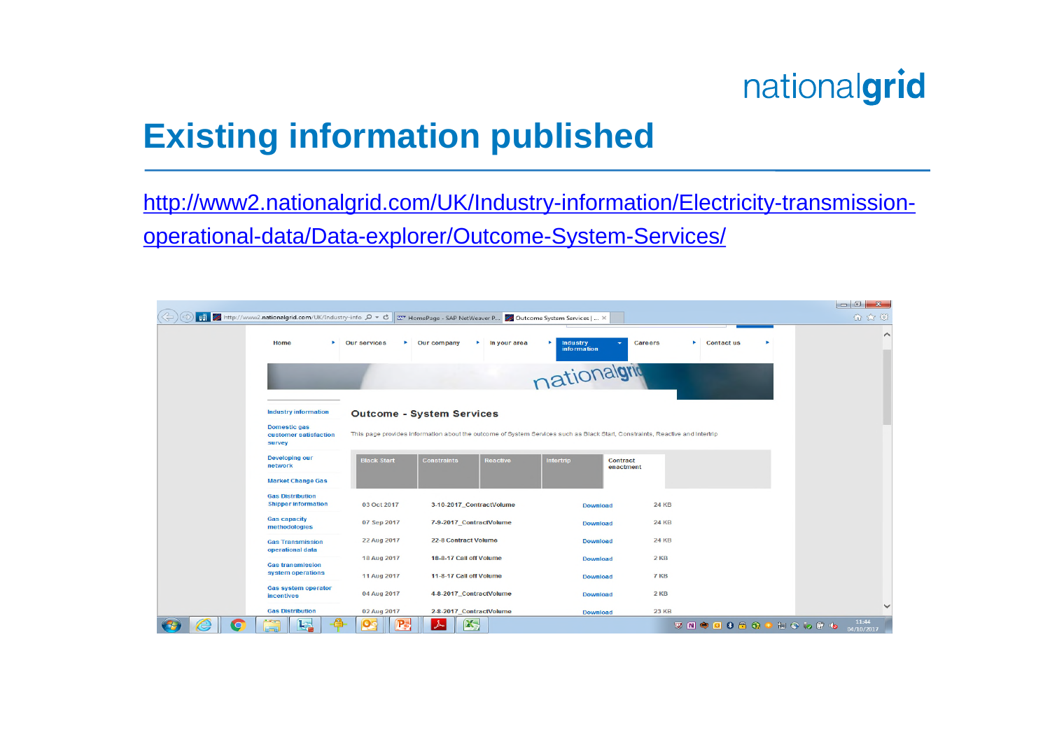# Existing information published

http://www2.nationalgrid.com/UK/Industry-information/Electricity-transmission-operational-data/Data-explorer/Outcome-System-Services/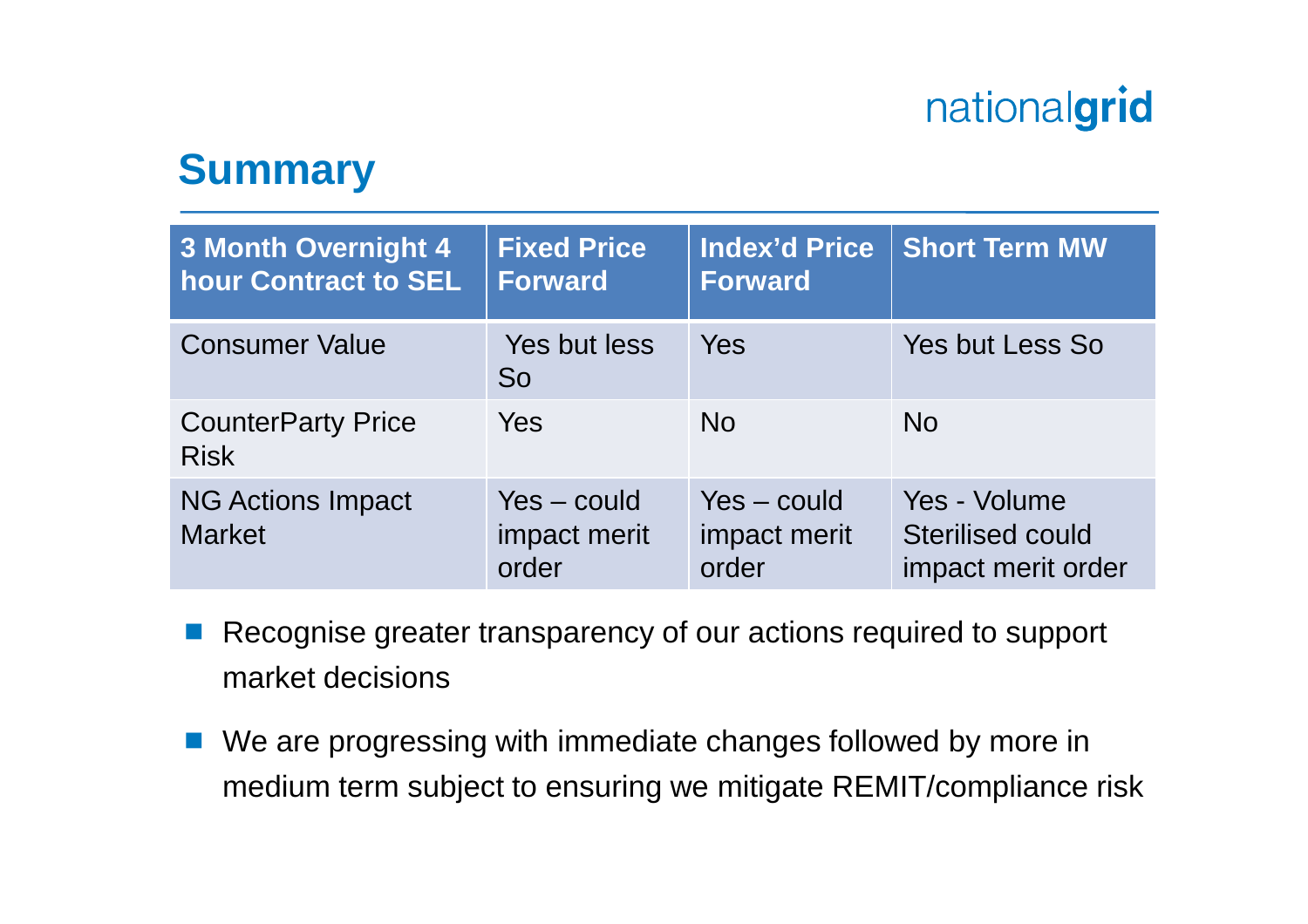## Summary

| 3 Month Overnight 4 hour Contract to SEL | Fixed Price Forward | Index'd Price Forward | Short Term MW |
|---|---|---|---|
| Consumer Value | Yes but less So | Yes | Yes but Less So |
| CounterParty Price Risk | Yes | No | No |
| NG Actions Impact Market | Yes – could impact merit order | Yes – could impact merit order | Yes - Volume Sterilised could impact merit order |

- Recognise greater transparency of our actions required to support market decisions
- We are progressing with immediate changes followed by more in medium term subject to ensuring we mitigate REMIT/compliance risk